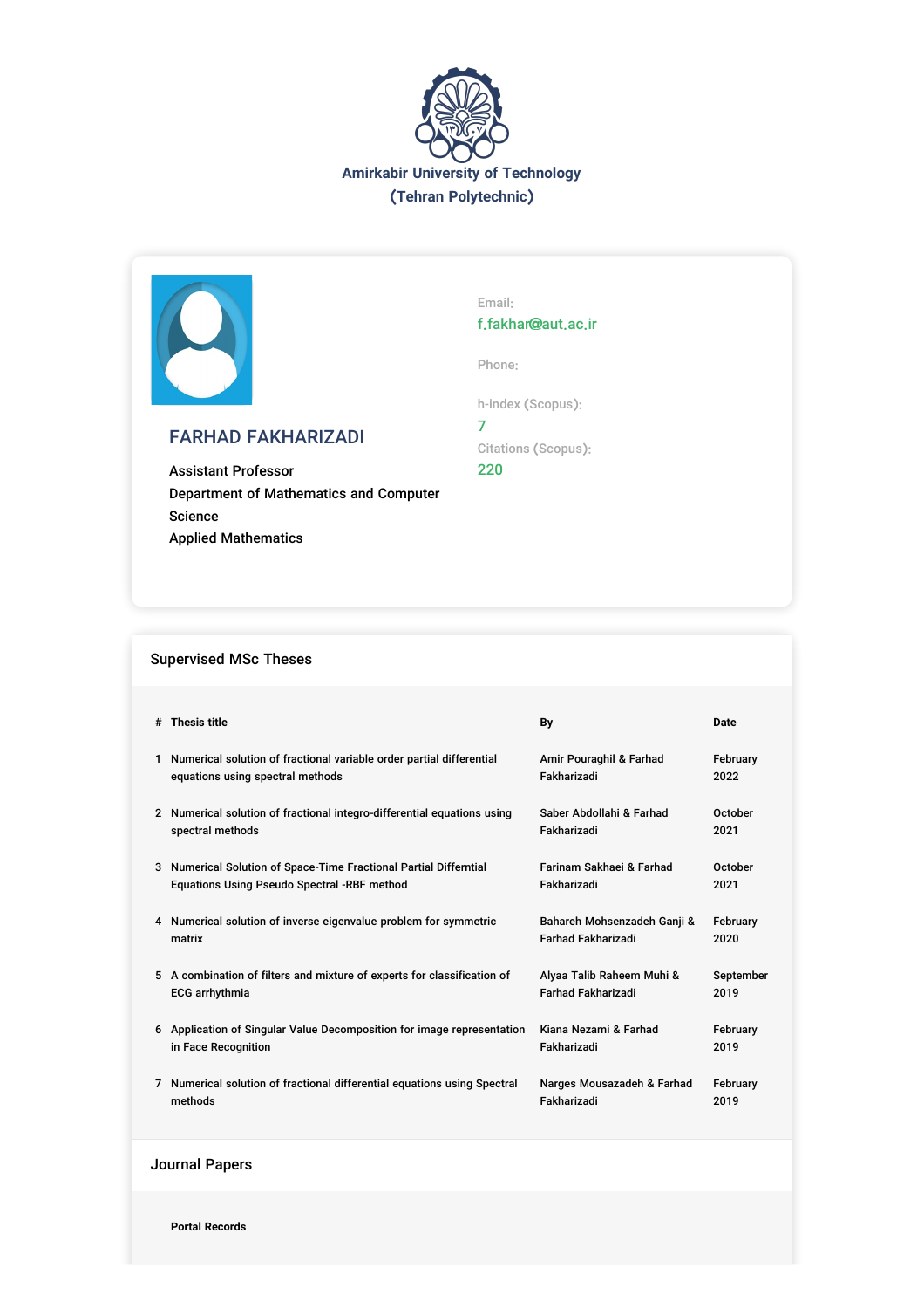**Amirkabir University of Technology**
**(Tehran Polytechnic)**

## FARHAD FAKHARIZADI

Assistant Professor
Department of Mathematics and Computer Science
Applied Mathematics

Email:
f.fakhar@aut.ac.ir

Phone:

h-index (Scopus):
7

Citations (Scopus):
220

## Supervised MSc Theses

| # | Thesis title | By | Date |
|---|---|---|---|
| 1 | Numerical solution of fractional variable order partial differential equations using spectral methods | Amir Pouraghil & Farhad Fakharizadi | February 2022 |
| 2 | Numerical solution of fractional integro-differential equations using spectral methods | Saber Abdollahi & Farhad Fakharizadi | October 2021 |
| 3 | Numerical Solution of Space-Time Fractional Partial Differntial Equations Using Pseudo Spectral -RBF method | Farinam Sakhaei & Farhad Fakharizadi | October 2021 |
| 4 | Numerical solution of inverse eigenvalue problem for symmetric matrix | Bahareh Mohsenzadeh Ganji & Farhad Fakharizadi | February 2020 |
| 5 | A combination of filters and mixture of experts for classification of ECG arrhythmia | Alyaa Talib Raheem Muhi & Farhad Fakharizadi | September 2019 |
| 6 | Application of Singular Value Decomposition for image representation in Face Recognition | Kiana Nezami & Farhad Fakharizadi | February 2019 |
| 7 | Numerical solution of fractional differential equations using Spectral methods | Narges Mousazadeh & Farhad Fakharizadi | February 2019 |

## Journal Papers

**Portal Records**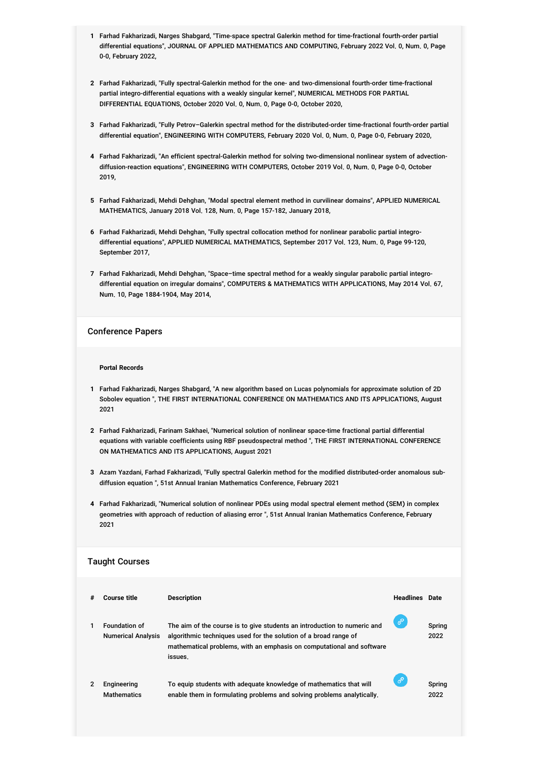1. Farhad Fakharizadi, Narges Shabgard, "Time-space spectral Galerkin method for time-fractional fourth-order partial differential equations", JOURNAL OF APPLIED MATHEMATICS AND COMPUTING, February 2022 Vol. 0, Num. 0, Page 0-0, February 2022,

2. Farhad Fakharizadi, "Fully spectral-Galerkin method for the one- and two-dimensional fourth-order time-fractional partial integro-differential equations with a weakly singular kernel", NUMERICAL METHODS FOR PARTIAL DIFFERENTIAL EQUATIONS, October 2020 Vol. 0, Num. 0, Page 0-0, October 2020,

3. Farhad Fakharizadi, "Fully Petrov–Galerkin spectral method for the distributed-order time-fractional fourth-order partial differential equation", ENGINEERING WITH COMPUTERS, February 2020 Vol. 0, Num. 0, Page 0-0, February 2020,

4. Farhad Fakharizadi, "An efficient spectral-Galerkin method for solving two-dimensional nonlinear system of advection-diffusion-reaction equations", ENGINEERING WITH COMPUTERS, October 2019 Vol. 0, Num. 0, Page 0-0, October 2019,

5. Farhad Fakharizadi, Mehdi Dehghan, "Modal spectral element method in curvilinear domains", APPLIED NUMERICAL MATHEMATICS, January 2018 Vol. 128, Num. 0, Page 157-182, January 2018,

6. Farhad Fakharizadi, Mehdi Dehghan, "Fully spectral collocation method for nonlinear parabolic partial integro-differential equations", APPLIED NUMERICAL MATHEMATICS, September 2017 Vol. 123, Num. 0, Page 99-120, September 2017,

7. Farhad Fakharizadi, Mehdi Dehghan, "Space–time spectral method for a weakly singular parabolic partial integro-differential equation on irregular domains", COMPUTERS & MATHEMATICS WITH APPLICATIONS, May 2014 Vol. 67, Num. 10, Page 1884-1904, May 2014,

## Conference Papers

**Portal Records**

1. Farhad Fakharizadi, Narges Shabgard, "A new algorithm based on Lucas polynomials for approximate solution of 2D Sobolev equation ", THE FIRST INTERNATIONAL CONFERENCE ON MATHEMATICS AND ITS APPLICATIONS, August 2021

2. Farhad Fakharizadi, Farinam Sakhaei, "Numerical solution of nonlinear space-time fractional partial differential equations with variable coefficients using RBF pseudospectral method ", THE FIRST INTERNATIONAL CONFERENCE ON MATHEMATICS AND ITS APPLICATIONS, August 2021

3. Azam Yazdani, Farhad Fakharizadi, "Fully spectral Galerkin method for the modified distributed-order anomalous sub-diffusion equation ", 51st Annual Iranian Mathematics Conference, February 2021

4. Farhad Fakharizadi, "Numerical solution of nonlinear PDEs using modal spectral element method (SEM) in complex geometries with approach of reduction of aliasing error ", 51st Annual Iranian Mathematics Conference, February 2021

## Taught Courses

| # | Course title | Description | Headlines | Date |
|---|---|---|---|---|
| 1 | Foundation of Numerical Analysis | The aim of the course is to give students an introduction to numeric and algorithmic techniques used for the solution of a broad range of mathematical problems, with an emphasis on computational and software issues. | | Spring 2022 |
| 2 | Engineering Mathematics | To equip students with adequate knowledge of mathematics that will enable them in formulating problems and solving problems analytically. | | Spring 2022 |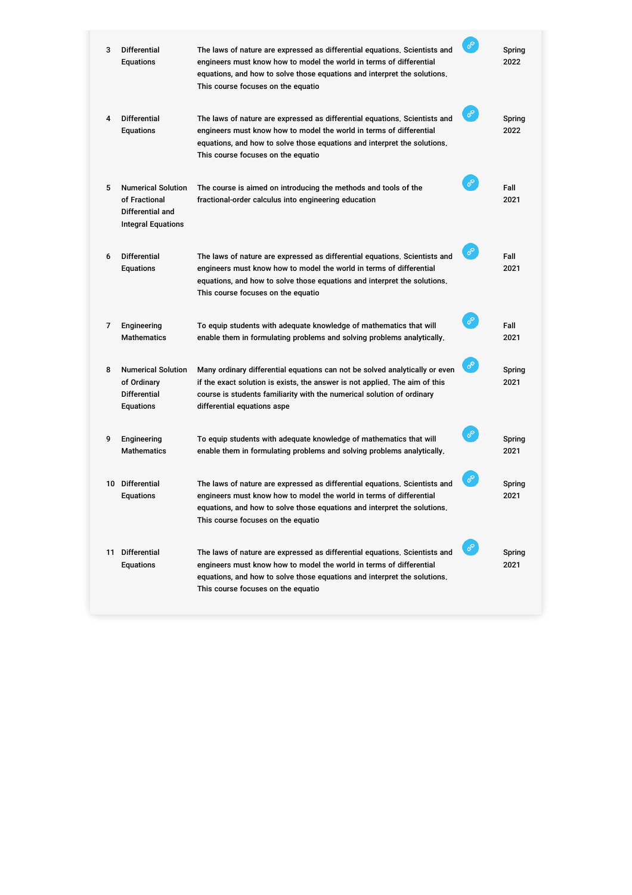| | | | | |
|---|---|---|---|---|
| 3 | Differential Equations | The laws of nature are expressed as differential equations. Scientists and engineers must know how to model the world in terms of differential equations, and how to solve those equations and interpret the solutions. This course focuses on the equatio | | Spring 2022 |
| 4 | Differential Equations | The laws of nature are expressed as differential equations. Scientists and engineers must know how to model the world in terms of differential equations, and how to solve those equations and interpret the solutions. This course focuses on the equatio | | Spring 2022 |
| 5 | Numerical Solution of Fractional Differential and Integral Equations | The course is aimed on introducing the methods and tools of the fractional-order calculus into engineering education | | Fall 2021 |
| 6 | Differential Equations | The laws of nature are expressed as differential equations. Scientists and engineers must know how to model the world in terms of differential equations, and how to solve those equations and interpret the solutions. This course focuses on the equatio | | Fall 2021 |
| 7 | Engineering Mathematics | To equip students with adequate knowledge of mathematics that will enable them in formulating problems and solving problems analytically. | | Fall 2021 |
| 8 | Numerical Solution of Ordinary Differential Equations | Many ordinary differential equations can not be solved analytically or even if the exact solution is exists, the answer is not applied. The aim of this course is students familiarity with the numerical solution of ordinary differential equations aspe | | Spring 2021 |
| 9 | Engineering Mathematics | To equip students with adequate knowledge of mathematics that will enable them in formulating problems and solving problems analytically. | | Spring 2021 |
| 10 | Differential Equations | The laws of nature are expressed as differential equations. Scientists and engineers must know how to model the world in terms of differential equations, and how to solve those equations and interpret the solutions. This course focuses on the equatio | | Spring 2021 |
| 11 | Differential Equations | The laws of nature are expressed as differential equations. Scientists and engineers must know how to model the world in terms of differential equations, and how to solve those equations and interpret the solutions. This course focuses on the equatio | | Spring 2021 |